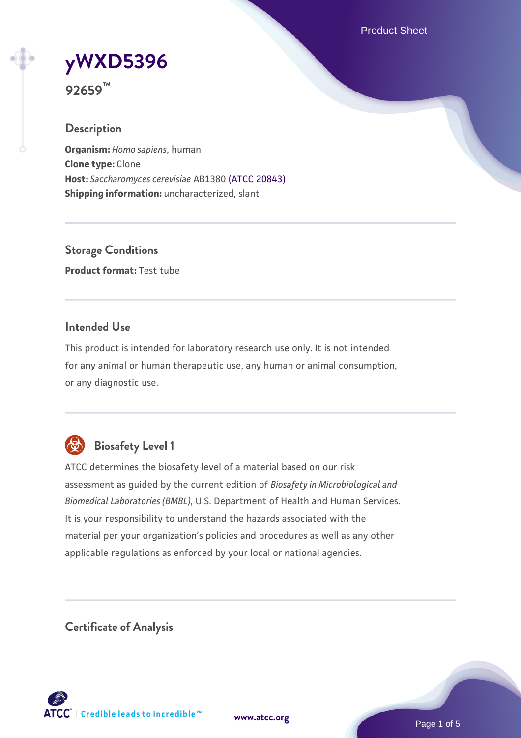# yWXD5396

**92659™**

## Description

**Organism:** *Homo sapiens*, human
**Clone type:** Clone
**Host:** *Saccharomyces cerevisiae* AB1380 (ATCC 20843)
**Shipping information:** uncharacterized, slant

## Storage Conditions

**Product format:** Test tube

## Intended Use

This product is intended for laboratory research use only. It is not intended for any animal or human therapeutic use, any human or animal consumption, or any diagnostic use.

## Biosafety Level 1

ATCC determines the biosafety level of a material based on our risk assessment as guided by the current edition of *Biosafety in Microbiological and Biomedical Laboratories (BMBL)*, U.S. Department of Health and Human Services. It is your responsibility to understand the hazards associated with the material per your organization's policies and procedures as well as any other applicable regulations as enforced by your local or national agencies.

## Certificate of Analysis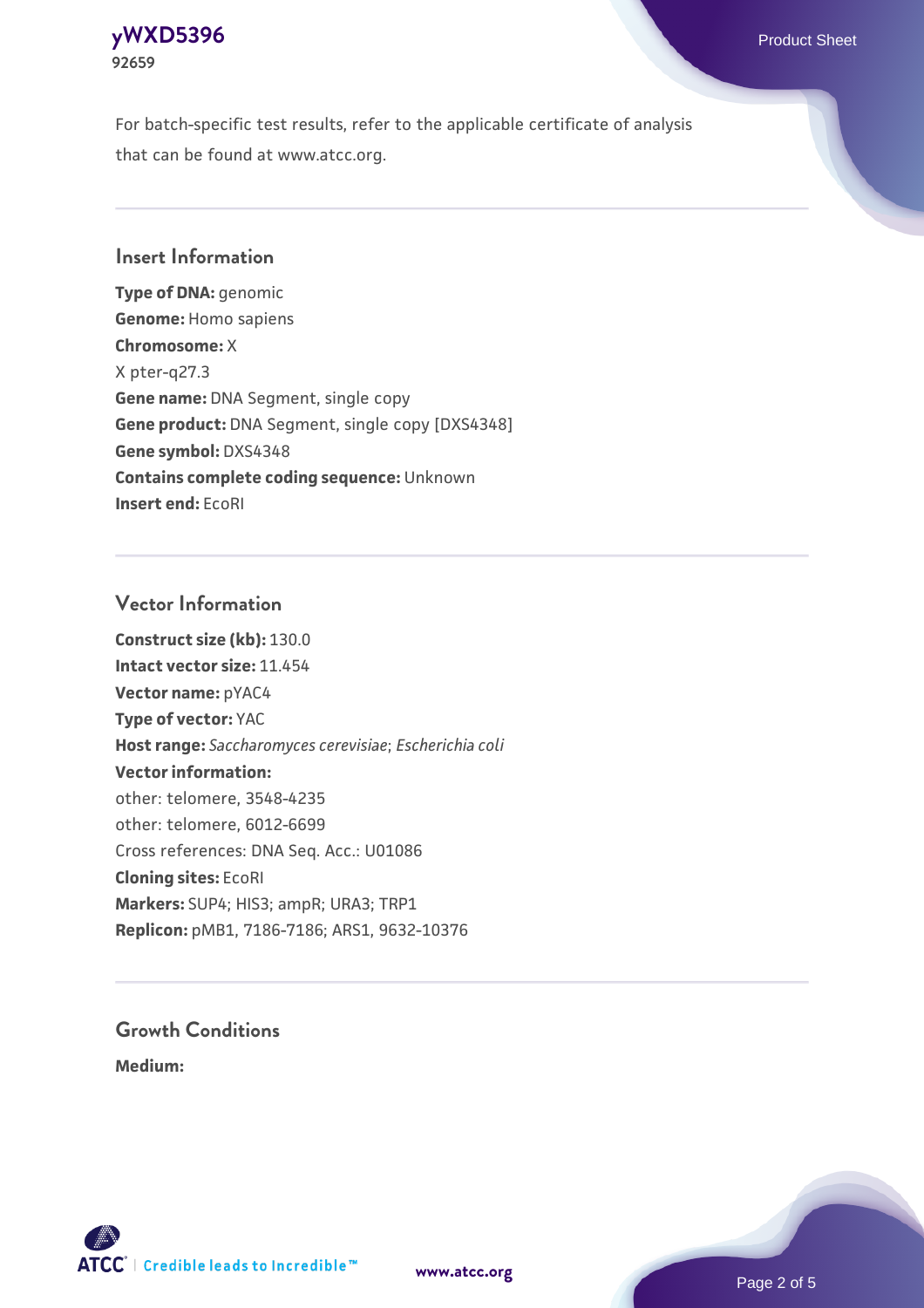For batch-specific test results, refer to the applicable certificate of analysis that can be found at www.atcc.org.

## Insert Information

**Type of DNA:** genomic
**Genome:** Homo sapiens
**Chromosome:** X
X pter-q27.3
**Gene name:** DNA Segment, single copy
**Gene product:** DNA Segment, single copy [DXS4348]
**Gene symbol:** DXS4348
**Contains complete coding sequence:** Unknown
**Insert end:** EcoRI

## Vector Information

**Construct size (kb):** 130.0
**Intact vector size:** 11.454
**Vector name:** pYAC4
**Type of vector:** YAC
**Host range:** *Saccharomyces cerevisiae*; *Escherichia coli*
**Vector information:**
other: telomere, 3548-4235
other: telomere, 6012-6699
Cross references: DNA Seq. Acc.: U01086
**Cloning sites:** EcoRI
**Markers:** SUP4; HIS3; ampR; URA3; TRP1
**Replicon:** pMB1, 7186-7186; ARS1, 9632-10376

## Growth Conditions

**Medium:**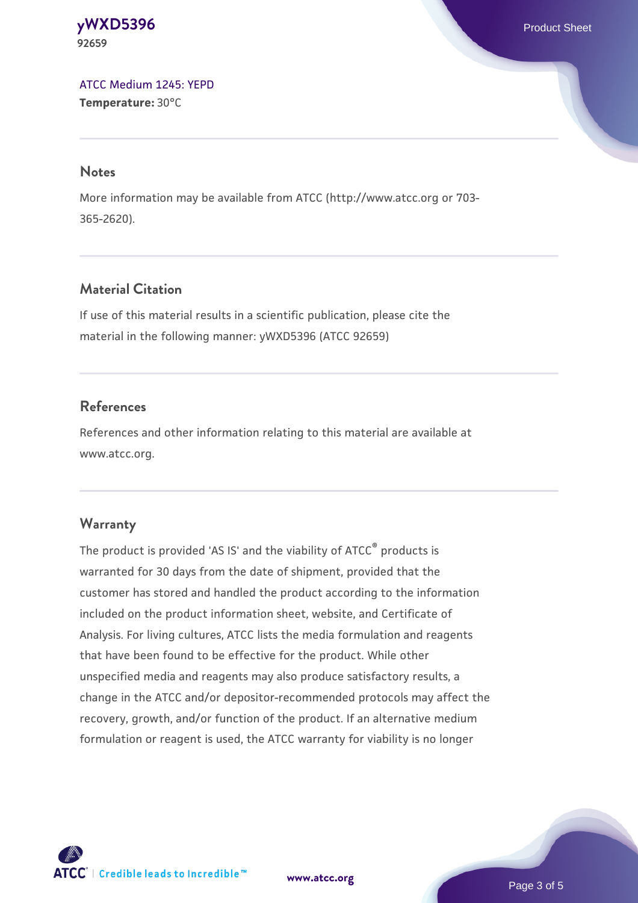[ATCC Medium 1245: YEPD](#)
**Temperature:** 30°C

## Notes

More information may be available from ATCC (http://www.atcc.org or 703-365-2620).

## Material Citation

If use of this material results in a scientific publication, please cite the material in the following manner: yWXD5396 (ATCC 92659)

## References

References and other information relating to this material are available at www.atcc.org.

## Warranty

The product is provided 'AS IS' and the viability of ATCC® products is warranted for 30 days from the date of shipment, provided that the customer has stored and handled the product according to the information included on the product information sheet, website, and Certificate of Analysis. For living cultures, ATCC lists the media formulation and reagents that have been found to be effective for the product. While other unspecified media and reagents may also produce satisfactory results, a change in the ATCC and/or depositor-recommended protocols may affect the recovery, growth, and/or function of the product. If an alternative medium formulation or reagent is used, the ATCC warranty for viability is no longer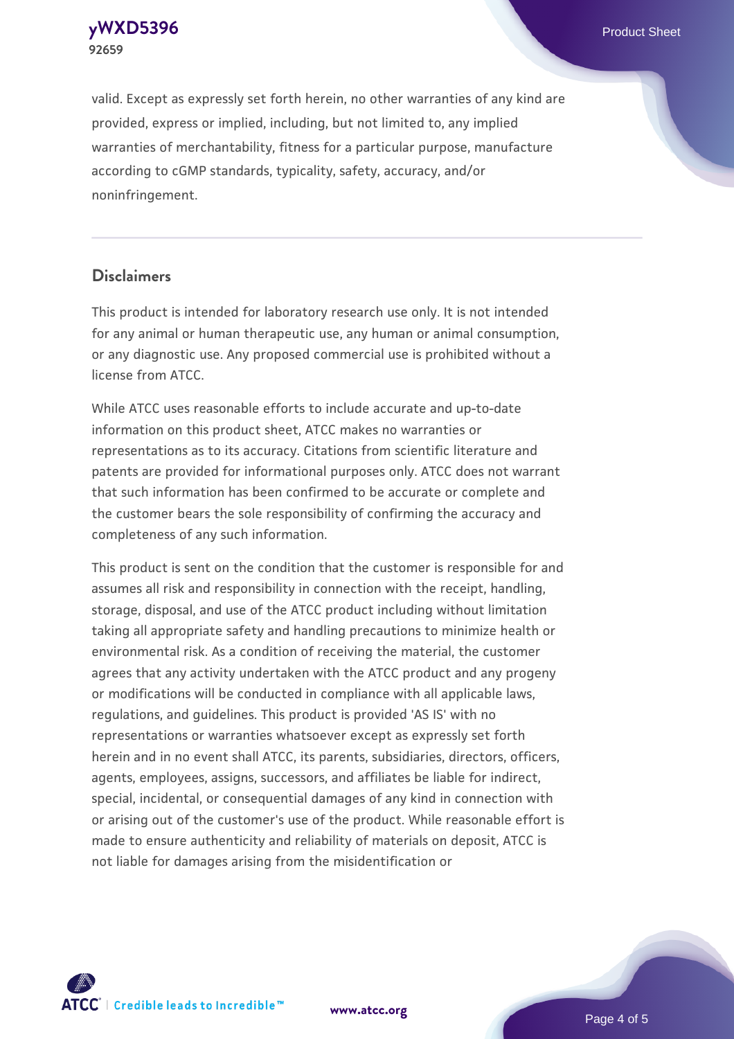valid. Except as expressly set forth herein, no other warranties of any kind are provided, express or implied, including, but not limited to, any implied warranties of merchantability, fitness for a particular purpose, manufacture according to cGMP standards, typicality, safety, accuracy, and/or noninfringement.

## Disclaimers

This product is intended for laboratory research use only. It is not intended for any animal or human therapeutic use, any human or animal consumption, or any diagnostic use. Any proposed commercial use is prohibited without a license from ATCC.

While ATCC uses reasonable efforts to include accurate and up-to-date information on this product sheet, ATCC makes no warranties or representations as to its accuracy. Citations from scientific literature and patents are provided for informational purposes only. ATCC does not warrant that such information has been confirmed to be accurate or complete and the customer bears the sole responsibility of confirming the accuracy and completeness of any such information.

This product is sent on the condition that the customer is responsible for and assumes all risk and responsibility in connection with the receipt, handling, storage, disposal, and use of the ATCC product including without limitation taking all appropriate safety and handling precautions to minimize health or environmental risk. As a condition of receiving the material, the customer agrees that any activity undertaken with the ATCC product and any progeny or modifications will be conducted in compliance with all applicable laws, regulations, and guidelines. This product is provided 'AS IS' with no representations or warranties whatsoever except as expressly set forth herein and in no event shall ATCC, its parents, subsidiaries, directors, officers, agents, employees, assigns, successors, and affiliates be liable for indirect, special, incidental, or consequential damages of any kind in connection with or arising out of the customer's use of the product. While reasonable effort is made to ensure authenticity and reliability of materials on deposit, ATCC is not liable for damages arising from the misidentification or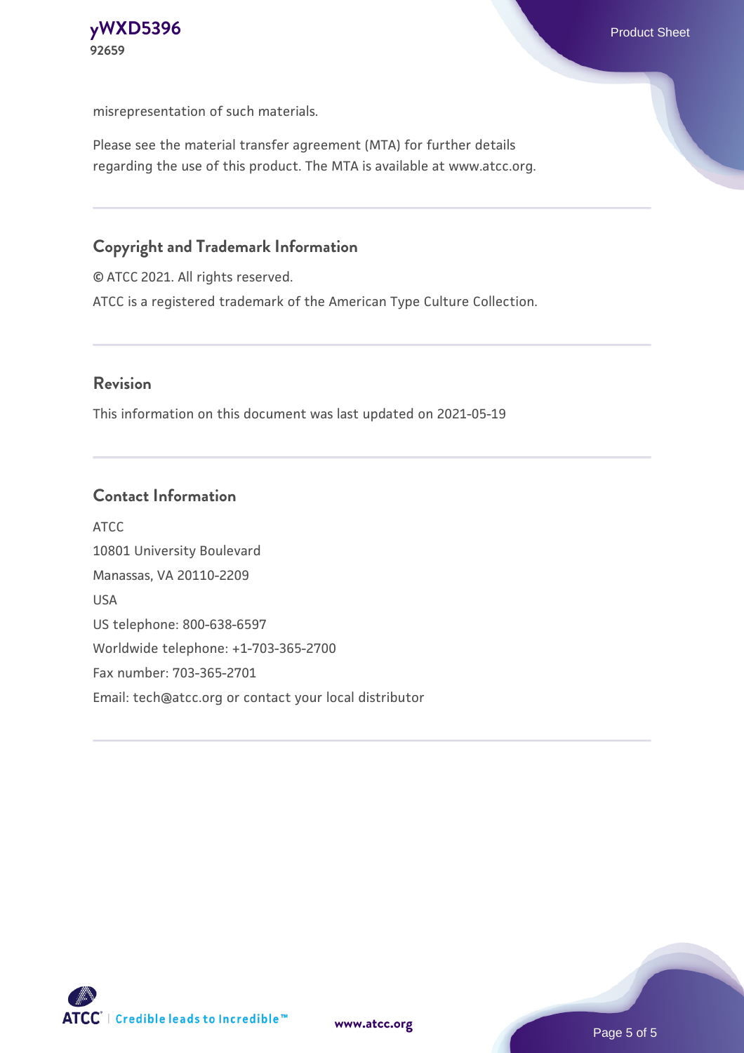misrepresentation of such materials.

Please see the material transfer agreement (MTA) for further details regarding the use of this product. The MTA is available at www.atcc.org.

## Copyright and Trademark Information

© ATCC 2021. All rights reserved.

ATCC is a registered trademark of the American Type Culture Collection.

## Revision

This information on this document was last updated on 2021-05-19

## Contact Information

ATCC
10801 University Boulevard
Manassas, VA 20110-2209
USA
US telephone: 800-638-6597
Worldwide telephone: +1-703-365-2700
Fax number: 703-365-2701
Email: tech@atcc.org or contact your local distributor